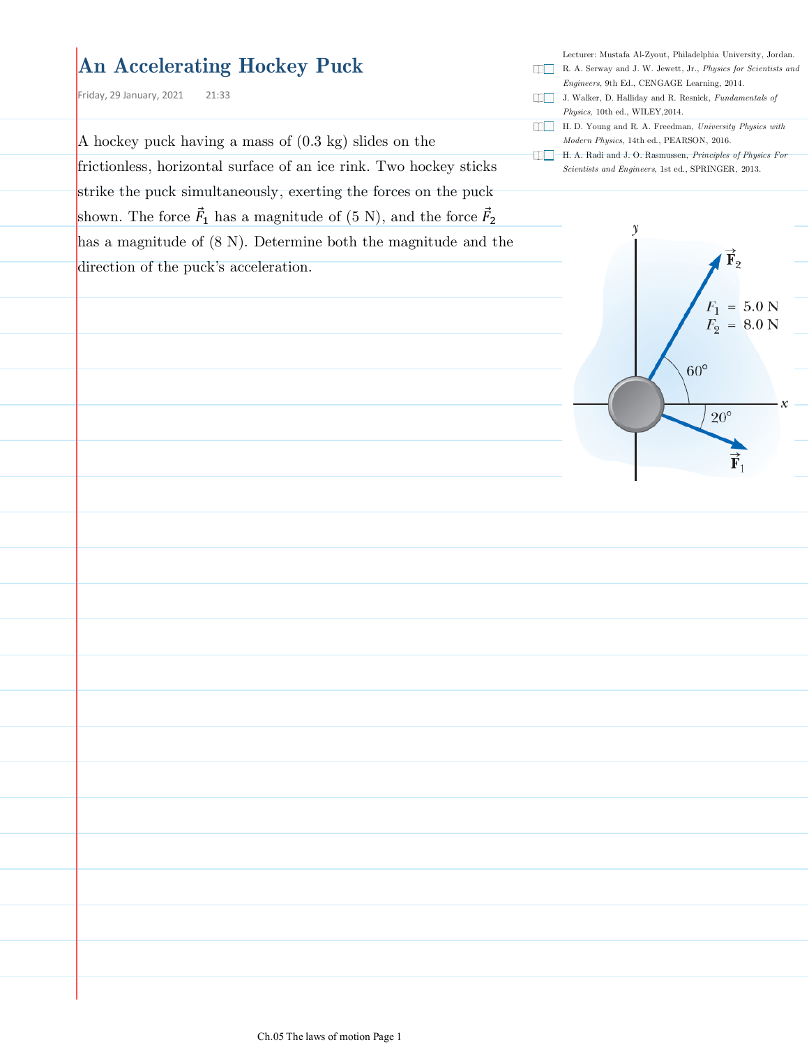# An Accelerating Hockey Puck

Friday, 29 January, 2021 21:33

Lecturer: Mustafa Al-Zyout, Philadelphia University, Jordan.

- R. A. Serway and J. W. Jewett, Jr., *Physics for Scientists and Engineers*, 9th Ed., CENGAGE Learning, 2014.
- J. Walker, D. Halliday and R. Resnick, *Fundamentals of Physics*, 10th ed., WILEY,2014.
- H. D. Young and R. A. Freedman, *University Physics with Modern Physics*, 14th ed., PEARSON, 2016.
- H. A. Radi and J. O. Rasmussen, *Principles of Physics For Scientists and Engineers*, 1st ed., SPRINGER, 2013.

A hockey puck having a mass of (0.3 kg) slides on the frictionless, horizontal surface of an ice rink. Two hockey sticks strike the puck simultaneously, exerting the forces on the puck shown. The force $\vec{F}_1$ has a magnitude of (5 N), and the force $\vec{F}_2$ has a magnitude of (8 N). Determine both the magnitude and the direction of the puck's acceleration.

$F_1 = 5.0\ \text{N}$
$F_2 = 8.0\ \text{N}$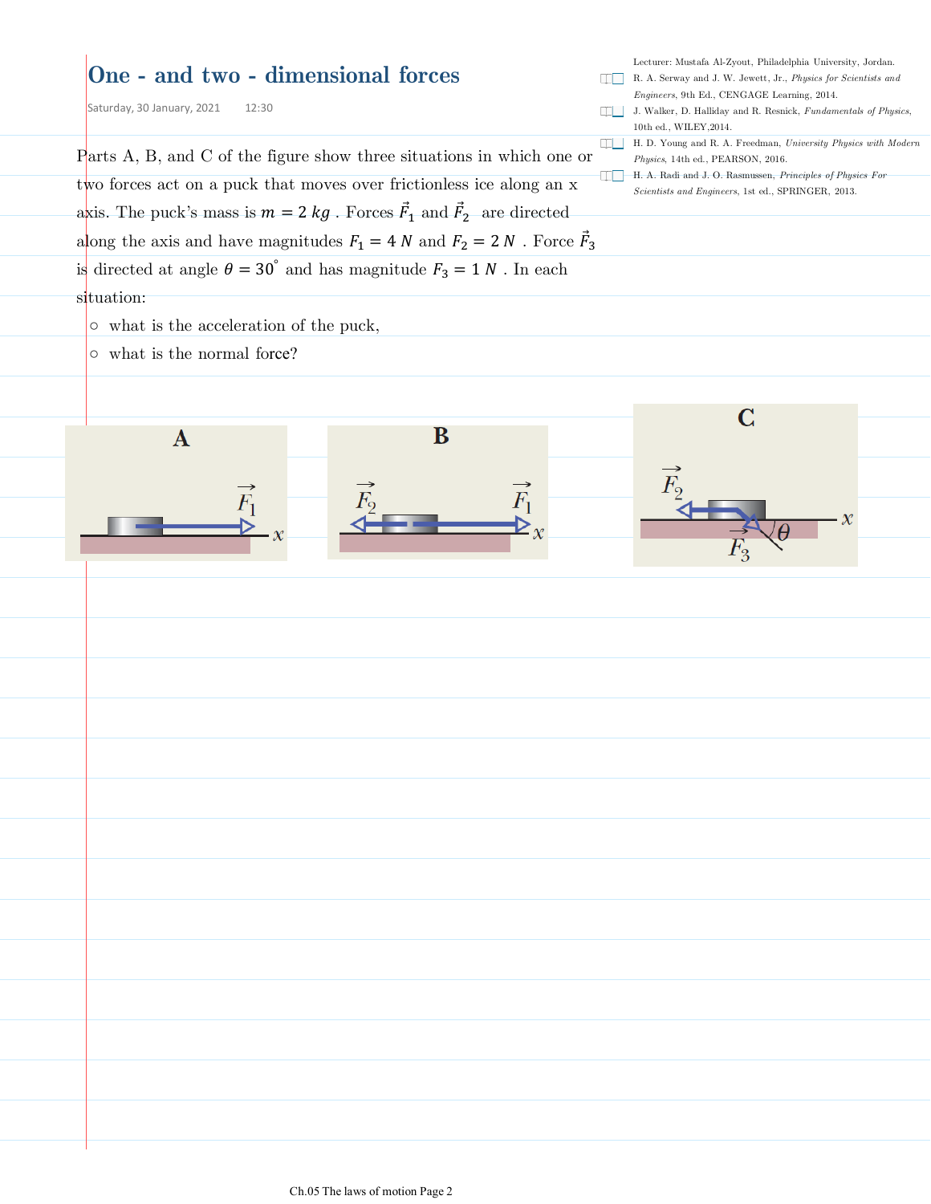# One - and two - dimensional forces

Saturday, 30 January, 2021 12:30

Lecturer: Mustafa Al-Zyout, Philadelphia University, Jordan.

- R. A. Serway and J. W. Jewett, Jr., *Physics for Scientists and Engineers*, 9th Ed., CENGAGE Learning, 2014.
- J. Walker, D. Halliday and R. Resnick, *Fundamentals of Physics*, 10th ed., WILEY, 2014.
- H. D. Young and R. A. Freedman, *University Physics with Modern Physics*, 14th ed., PEARSON, 2016.
- H. A. Radi and J. O. Rasmussen, *Principles of Physics For Scientists and Engineers*, 1st ed., SPRINGER, 2013.

Parts A, B, and C of the figure show three situations in which one or two forces act on a puck that moves over frictionless ice along an x axis. The puck's mass is $m = 2\ kg$ . Forces $\vec{F}_1$ and $\vec{F}_2$ are directed along the axis and have magnitudes $F_1 = 4\ N$ and $F_2 = 2\ N$ . Force $\vec{F}_3$ is directed at angle $\theta = 30^{\circ}$ and has magnitude $F_3 = 1\ N$ . In each situation:

- what is the acceleration of the puck,
- what is the normal force?

A

$\vec{F}_1$ $x$

B

$\vec{F}_2$ $\vec{F}_1$ $x$

C

$\vec{F}_2$ $x$ $\vec{F}_3$ $\theta$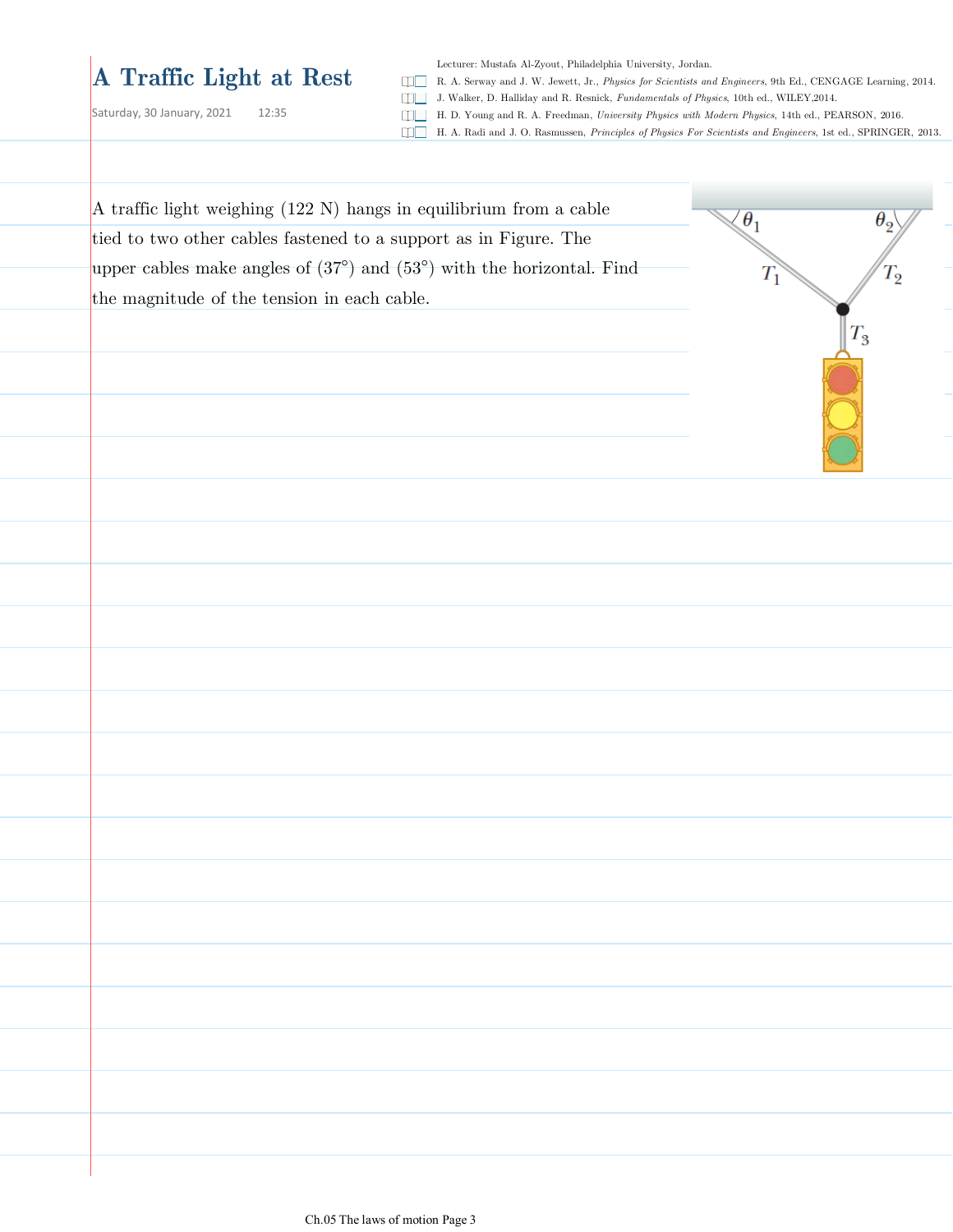# A Traffic Light at Rest

Saturday, 30 January, 2021 12:35

Lecturer: Mustafa Al-Zyout, Philadelphia University, Jordan.

- R. A. Serway and J. W. Jewett, Jr., *Physics for Scientists and Engineers*, 9th Ed., CENGAGE Learning, 2014.
- J. Walker, D. Halliday and R. Resnick, *Fundamentals of Physics*, 10th ed., WILEY,2014.
- H. D. Young and R. A. Freedman, *University Physics with Modern Physics*, 14th ed., PEARSON, 2016.
- H. A. Radi and J. O. Rasmussen, *Principles of Physics For Scientists and Engineers*, 1st ed., SPRINGER, 2013.

A traffic light weighing (122 N) hangs in equilibrium from a cable tied to two other cables fastened to a support as in Figure. The upper cables make angles of ($37°$) and ($53°$) with the horizontal. Find the magnitude of the tension in each cable.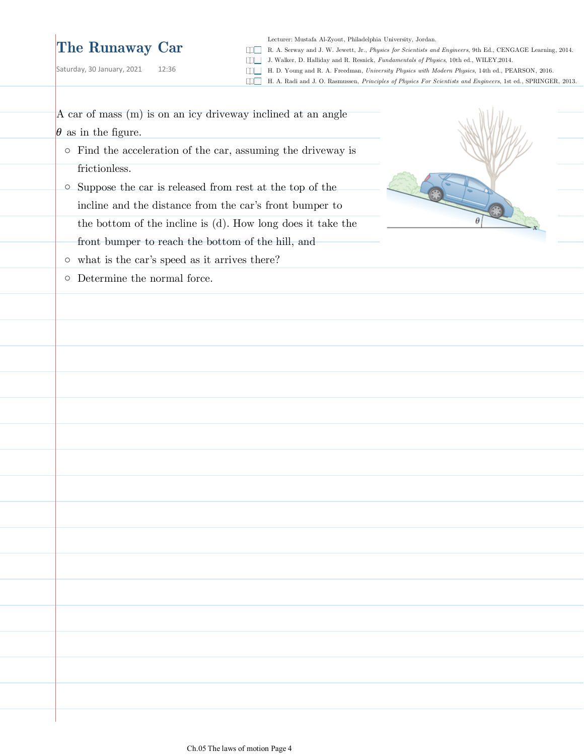# The Runaway Car

Saturday, 30 January, 2021 12:36

Lecturer: Mustafa Al-Zyout, Philadelphia University, Jordan.

- R. A. Serway and J. W. Jewett, Jr., *Physics for Scientists and Engineers*, 9th Ed., CENGAGE Learning, 2014.
- J. Walker, D. Halliday and R. Resnick, *Fundamentals of Physics*, 10th ed., WILEY,2014.
- H. D. Young and R. A. Freedman, *University Physics with Modern Physics*, 14th ed., PEARSON, 2016.
- H. A. Radi and J. O. Rasmussen, *Principles of Physics For Scientists and Engineers*, 1st ed., SPRINGER, 2013.

A car of mass (m) is on an icy driveway inclined at an angle $\theta$ as in the figure.

- Find the acceleration of the car, assuming the driveway is frictionless.
- Suppose the car is released from rest at the top of the incline and the distance from the car's front bumper to the bottom of the incline is (d). How long does it take the front bumper to reach the bottom of the hill, and
- what is the car's speed as it arrives there?
- Determine the normal force.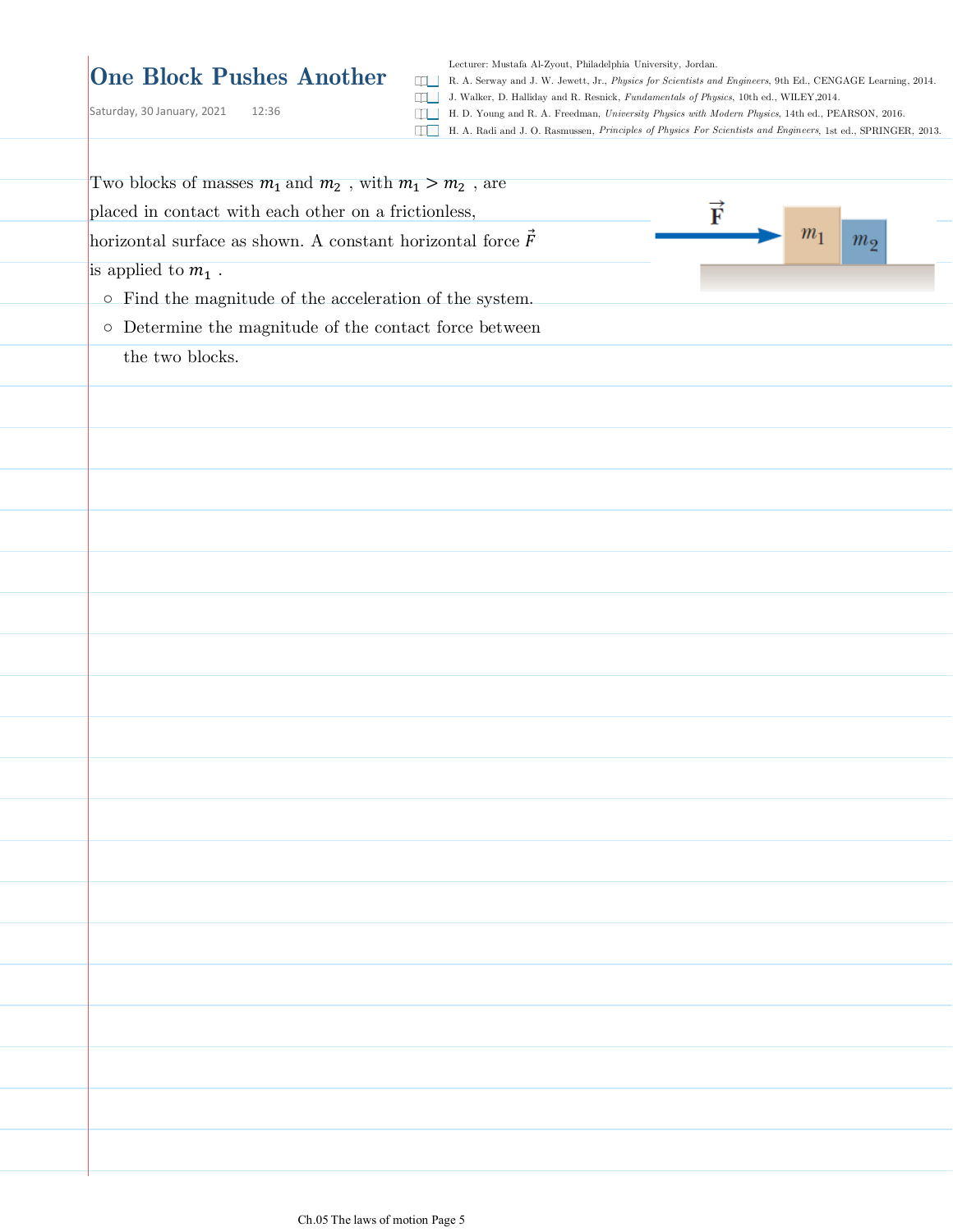# One Block Pushes Another

Saturday, 30 January, 2021 12:36

Lecturer: Mustafa Al-Zyout, Philadelphia University, Jordan.

- R. A. Serway and J. W. Jewett, Jr., *Physics for Scientists and Engineers*, 9th Ed., CENGAGE Learning, 2014.
- J. Walker, D. Halliday and R. Resnick, *Fundamentals of Physics*, 10th ed., WILEY,2014.
- H. D. Young and R. A. Freedman, *University Physics with Modern Physics*, 14th ed., PEARSON, 2016.
- H. A. Radi and J. O. Rasmussen, *Principles of Physics For Scientists and Engineers*, 1st ed., SPRINGER, 2013.

Two blocks of masses $m_1$ and $m_2$ , with $m_1 > m_2$ , are placed in contact with each other on a frictionless, horizontal surface as shown. A constant horizontal force $\vec{F}$ is applied to $m_1$ .

- Find the magnitude of the acceleration of the system.
- Determine the magnitude of the contact force between the two blocks.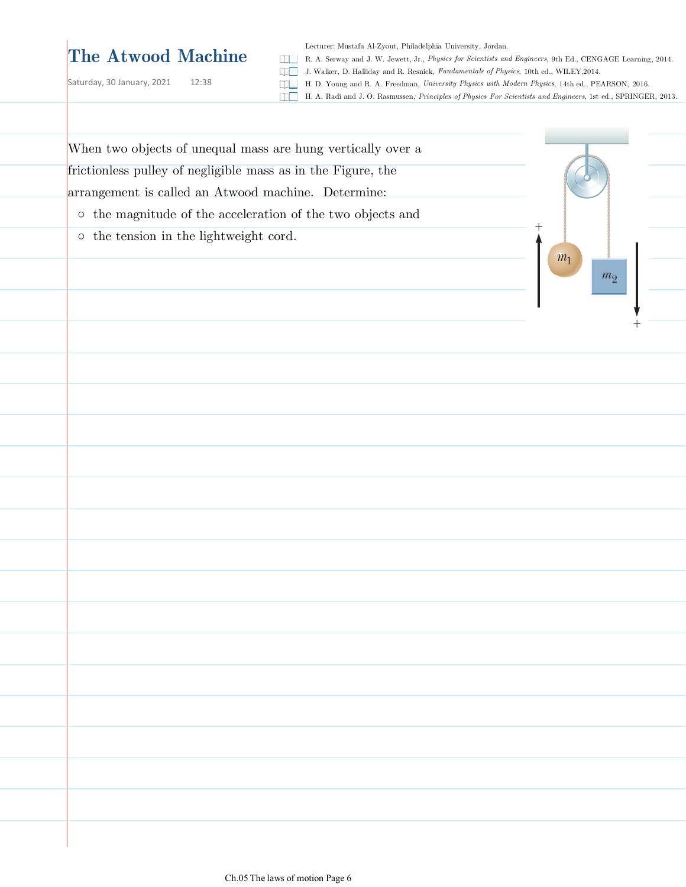# The Atwood Machine

Saturday, 30 January, 2021 12:38

Lecturer: Mustafa Al-Zyout, Philadelphia University, Jordan.

- R. A. Serway and J. W. Jewett, Jr., *Physics for Scientists and Engineers*, 9th Ed., CENGAGE Learning, 2014.
- J. Walker, D. Halliday and R. Resnick, *Fundamentals of Physics*, 10th ed., WILEY,2014.
- H. D. Young and R. A. Freedman, *University Physics with Modern Physics*, 14th ed., PEARSON, 2016.
- H. A. Radi and J. O. Rasmussen, *Principles of Physics For Scientists and Engineers*, 1st ed., SPRINGER, 2013.

When two objects of unequal mass are hung vertically over a frictionless pulley of negligible mass as in the Figure, the arrangement is called an Atwood machine. Determine:

- the magnitude of the acceleration of the two objects and
- the tension in the lightweight cord.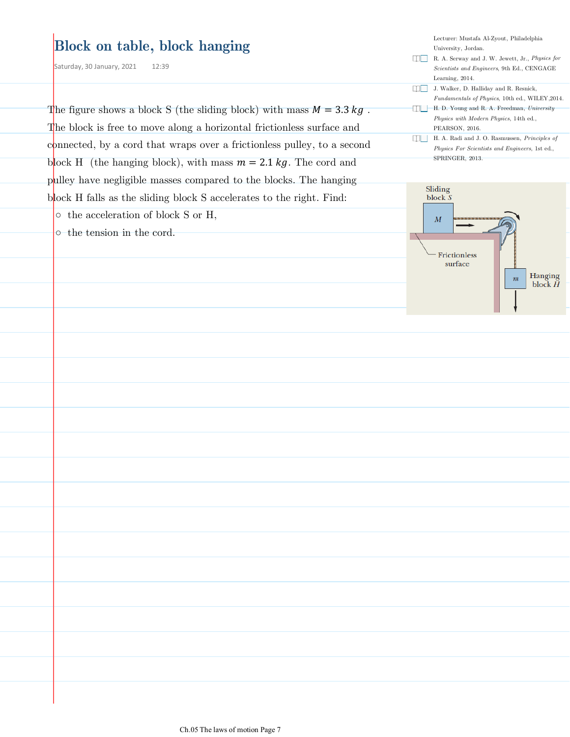# Block on table, block hanging

Saturday, 30 January, 2021 12:39

Lecturer: Mustafa Al-Zyout, Philadelphia University, Jordan.

- R. A. Serway and J. W. Jewett, Jr., *Physics for Scientists and Engineers*, 9th Ed., CENGAGE Learning, 2014.
- J. Walker, D. Halliday and R. Resnick, *Fundamentals of Physics*, 10th ed., WILEY,2014.
- H. D. Young and R. A. Freedman, *University Physics with Modern Physics*, 14th ed., PEARSON, 2016.
- H. A. Radi and J. O. Rasmussen, *Principles of Physics For Scientists and Engineers*, 1st ed., SPRINGER, 2013.

The figure shows a block S (the sliding block) with mass $M = 3.3\ kg$ . The block is free to move along a horizontal frictionless surface and connected, by a cord that wraps over a frictionless pulley, to a second block H (the hanging block), with mass $m = 2.1\ kg$. The cord and pulley have negligible masses compared to the blocks. The hanging block H falls as the sliding block S accelerates to the right. Find:

- the acceleration of block S or H,
- the tension in the cord.

Sliding block $S$

$M$

Frictionless surface

$m$

Hanging block $H$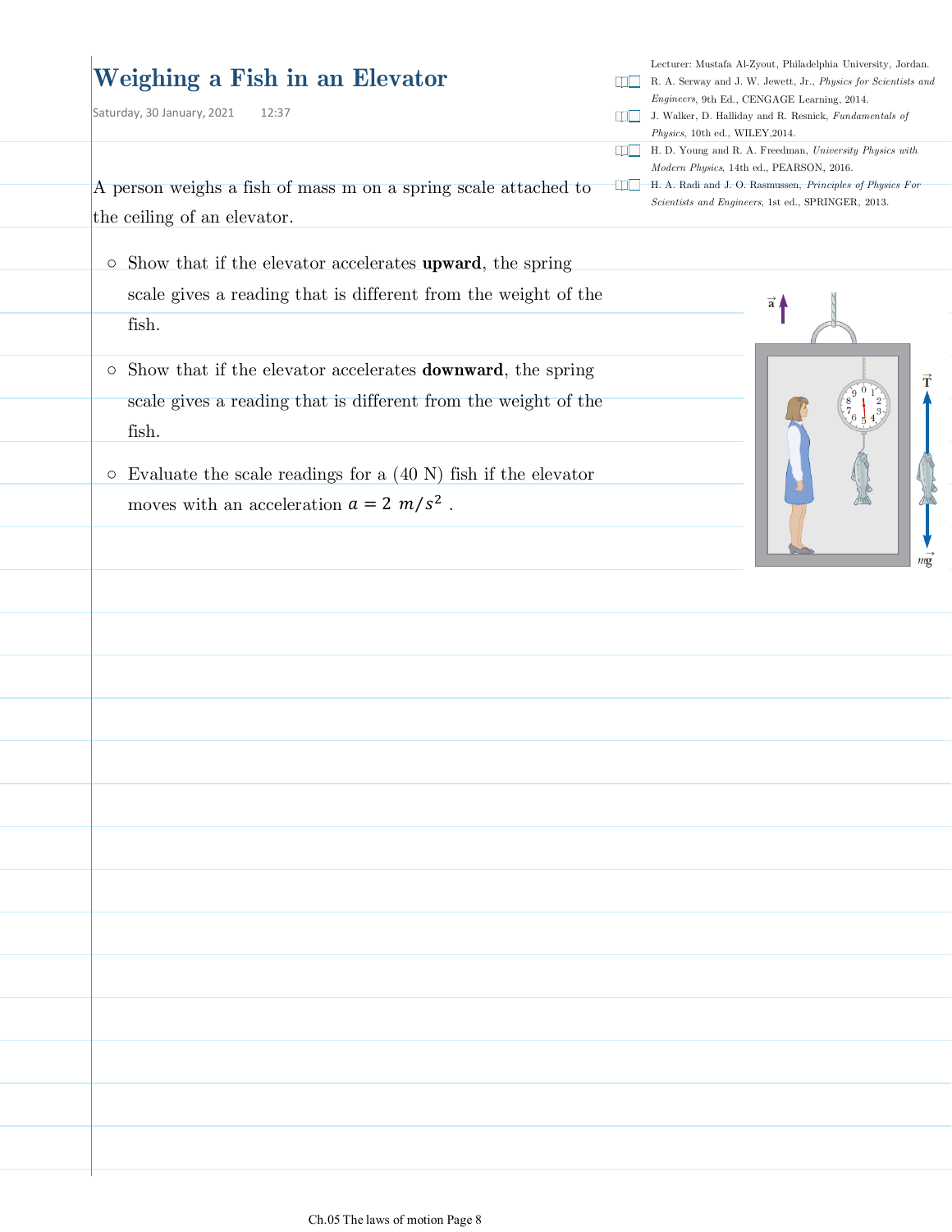# Weighing a Fish in an Elevator

Saturday, 30 January, 2021 12:37

Lecturer: Mustafa Al-Zyout, Philadelphia University, Jordan.

- R. A. Serway and J. W. Jewett, Jr., *Physics for Scientists and Engineers*, 9th Ed., CENGAGE Learning, 2014.
- J. Walker, D. Halliday and R. Resnick, *Fundamentals of Physics*, 10th ed., WILEY,2014.
- H. D. Young and R. A. Freedman, *University Physics with Modern Physics*, 14th ed., PEARSON, 2016.
- H. A. Radi and J. O. Rasmussen, *Principles of Physics For Scientists and Engineers*, 1st ed., SPRINGER, 2013.

A person weighs a fish of mass m on a spring scale attached to the ceiling of an elevator.

- Show that if the elevator accelerates **upward**, the spring scale gives a reading that is different from the weight of the fish.
- Show that if the elevator accelerates **downward**, the spring scale gives a reading that is different from the weight of the fish.
- Evaluate the scale readings for a (40 N) fish if the elevator moves with an acceleration $a = 2\ m/s^2$ .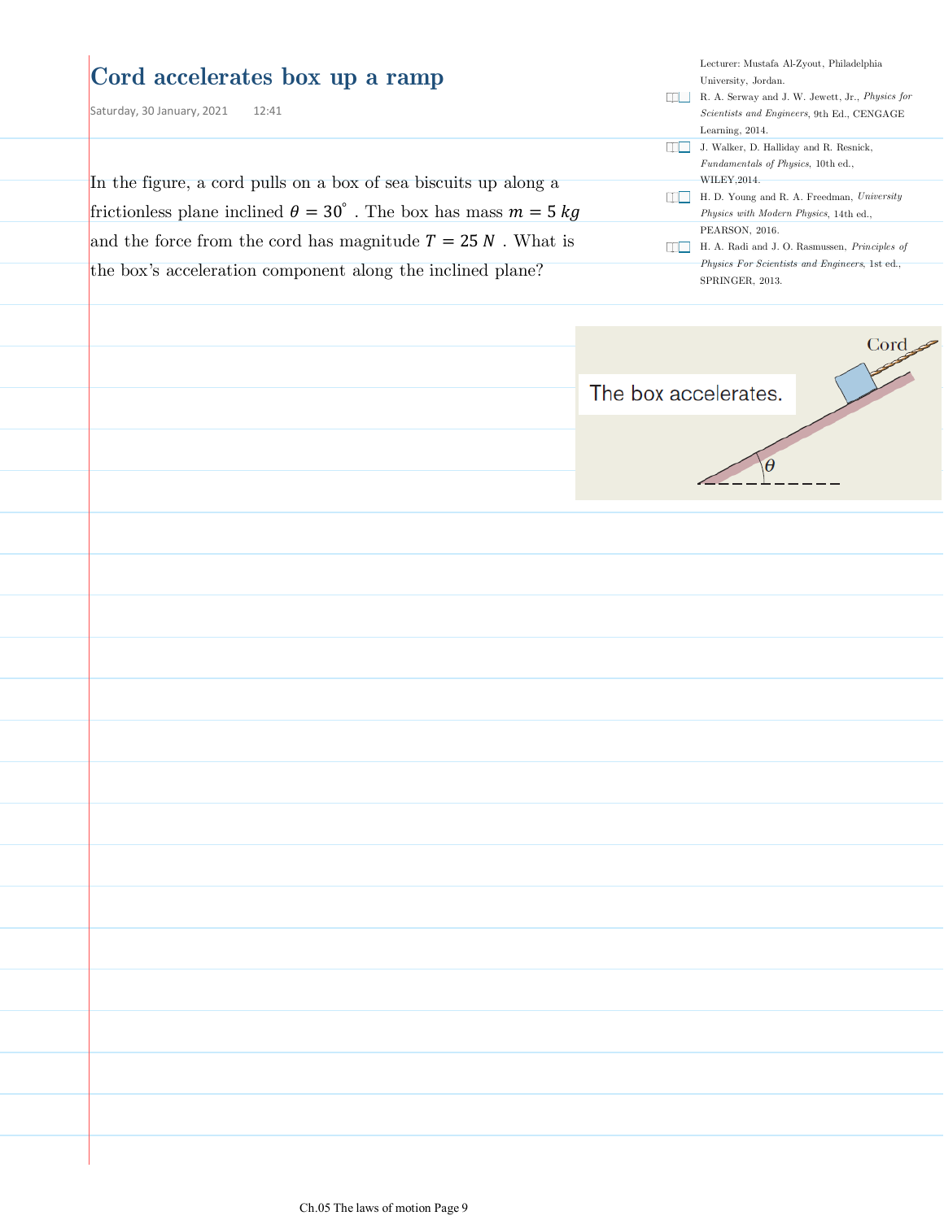# Cord accelerates box up a ramp

Saturday, 30 January, 2021 12:41

Lecturer: Mustafa Al-Zyout, Philadelphia University, Jordan.

- R. A. Serway and J. W. Jewett, Jr., *Physics for Scientists and Engineers*, 9th Ed., CENGAGE Learning, 2014.
- J. Walker, D. Halliday and R. Resnick, *Fundamentals of Physics*, 10th ed., WILEY,2014.
- H. D. Young and R. A. Freedman, *University Physics with Modern Physics*, 14th ed., PEARSON, 2016.
- H. A. Radi and J. O. Rasmussen, *Principles of Physics For Scientists and Engineers*, 1st ed., SPRINGER, 2013.

In the figure, a cord pulls on a box of sea biscuits up along a frictionless plane inclined $\theta = 30^{\circ}$. The box has mass $m = 5\ kg$ and the force from the cord has magnitude $T = 25\ N$. What is the box's acceleration component along the inclined plane?

Cord

The box accelerates.

$\theta$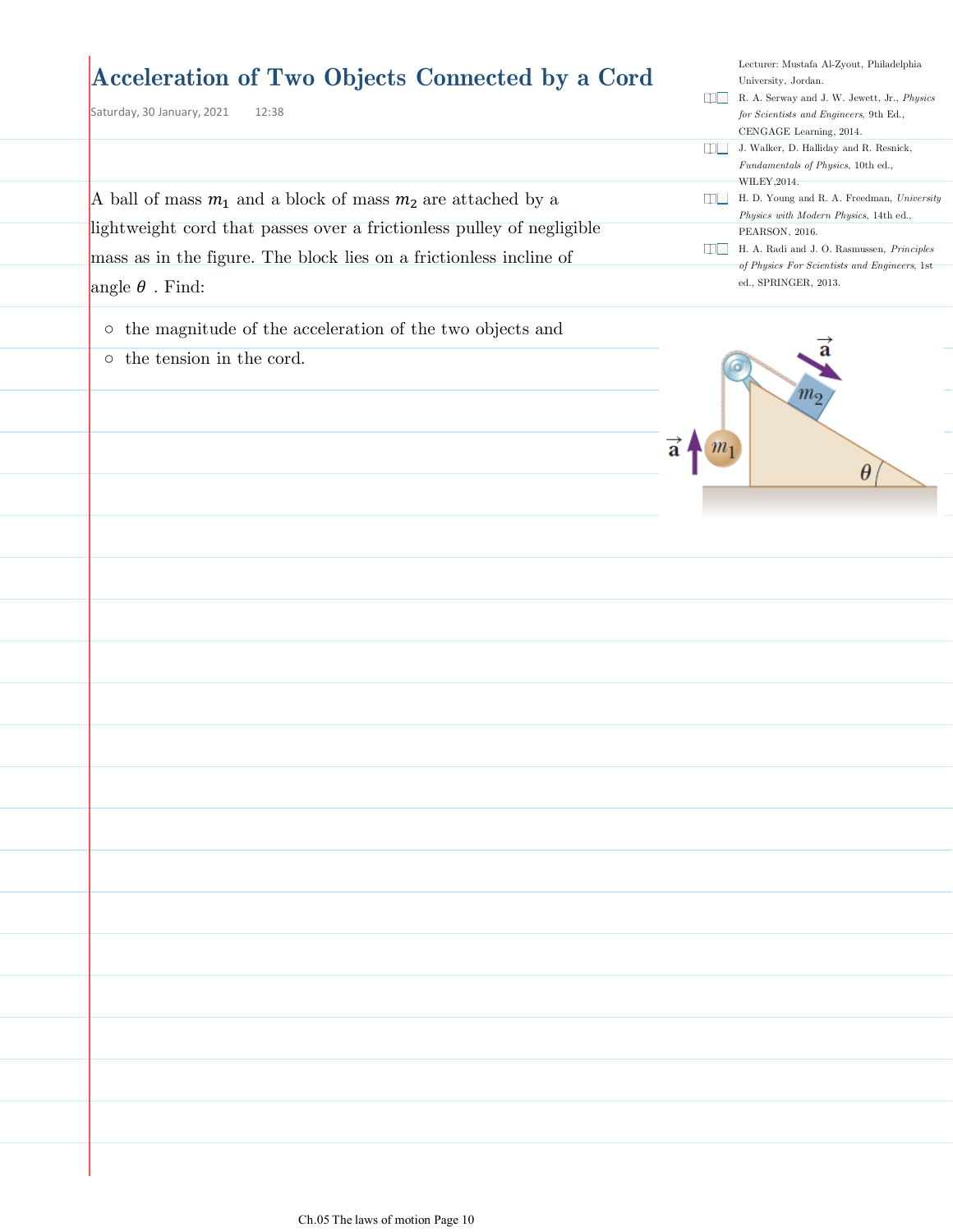# Acceleration of Two Objects Connected by a Cord

Saturday, 30 January, 2021 12:38

Lecturer: Mustafa Al-Zyout, Philadelphia University, Jordan.

- R. A. Serway and J. W. Jewett, Jr., *Physics for Scientists and Engineers*, 9th Ed., CENGAGE Learning, 2014.
- J. Walker, D. Halliday and R. Resnick, *Fundamentals of Physics*, 10th ed., WILEY,2014.
- H. D. Young and R. A. Freedman, *University Physics with Modern Physics*, 14th ed., PEARSON, 2016.
- H. A. Radi and J. O. Rasmussen, *Principles of Physics For Scientists and Engineers*, 1st ed., SPRINGER, 2013.

A ball of mass $m_1$ and a block of mass $m_2$ are attached by a lightweight cord that passes over a frictionless pulley of negligible mass as in the figure. The block lies on a frictionless incline of angle $\theta$ . Find:

- the magnitude of the acceleration of the two objects and
- the tension in the cord.

$\vec{a}$

$m_2$

$\vec{a}$

$m_1$

$\theta$